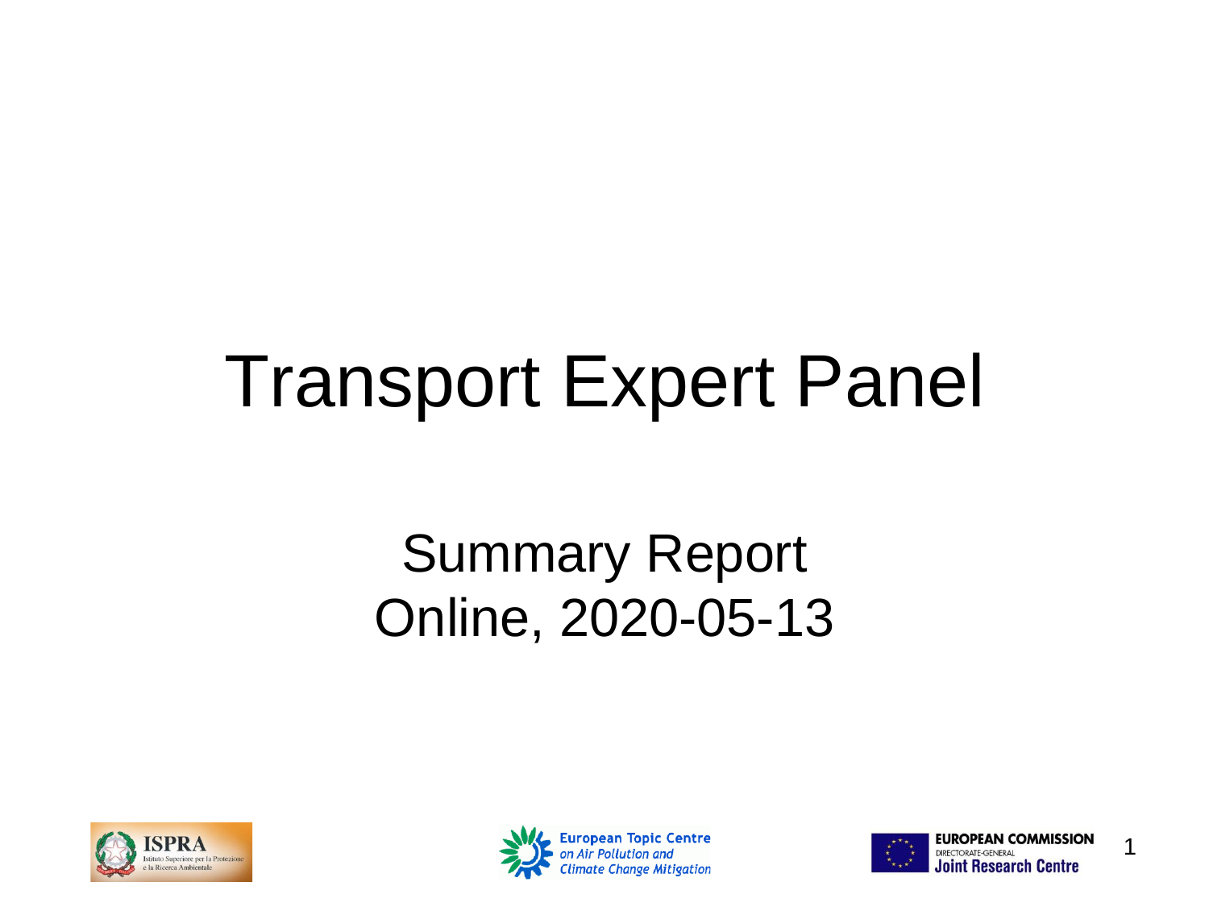# Transport Expert Panel

## Summary Report
## Online, 2020-05-13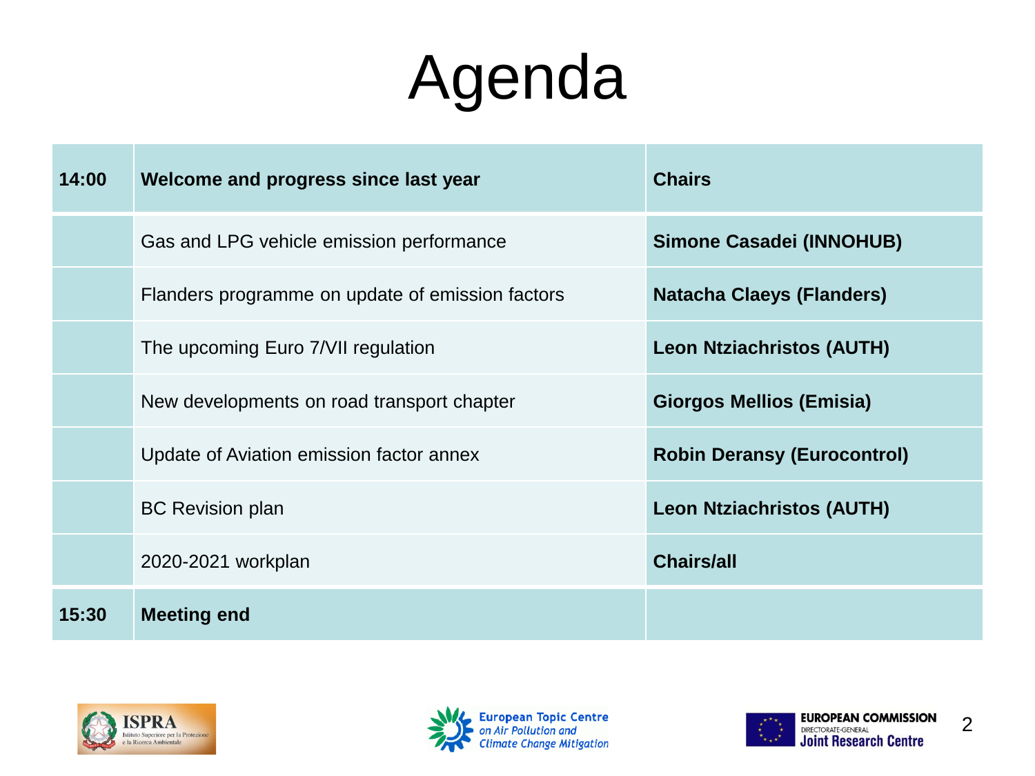# Agenda

| | | |
|---|---|---|
| **14:00** | **Welcome and progress since last year** | **Chairs** |
| | Gas and LPG vehicle emission performance | **Simone Casadei (INNOHUB)** |
| | Flanders programme on update of emission factors | **Natacha Claeys (Flanders)** |
| | The upcoming Euro 7/VII regulation | **Leon Ntziachristos (AUTH)** |
| | New developments on road transport chapter | **Giorgos Mellios (Emisia)** |
| | Update of Aviation emission factor annex | **Robin Deransy (Eurocontrol)** |
| | BC Revision plan | **Leon Ntziachristos (AUTH)** |
| | 2020-2021 workplan | **Chairs/all** |
| **15:30** | **Meeting end** | |

ISPRA Istituto Superiore per la Protezione e la Ricerca Ambientale

European Topic Centre on Air Pollution and Climate Change Mitigation

EUROPEAN COMMISSION DIRECTORATE-GENERAL Joint Research Centre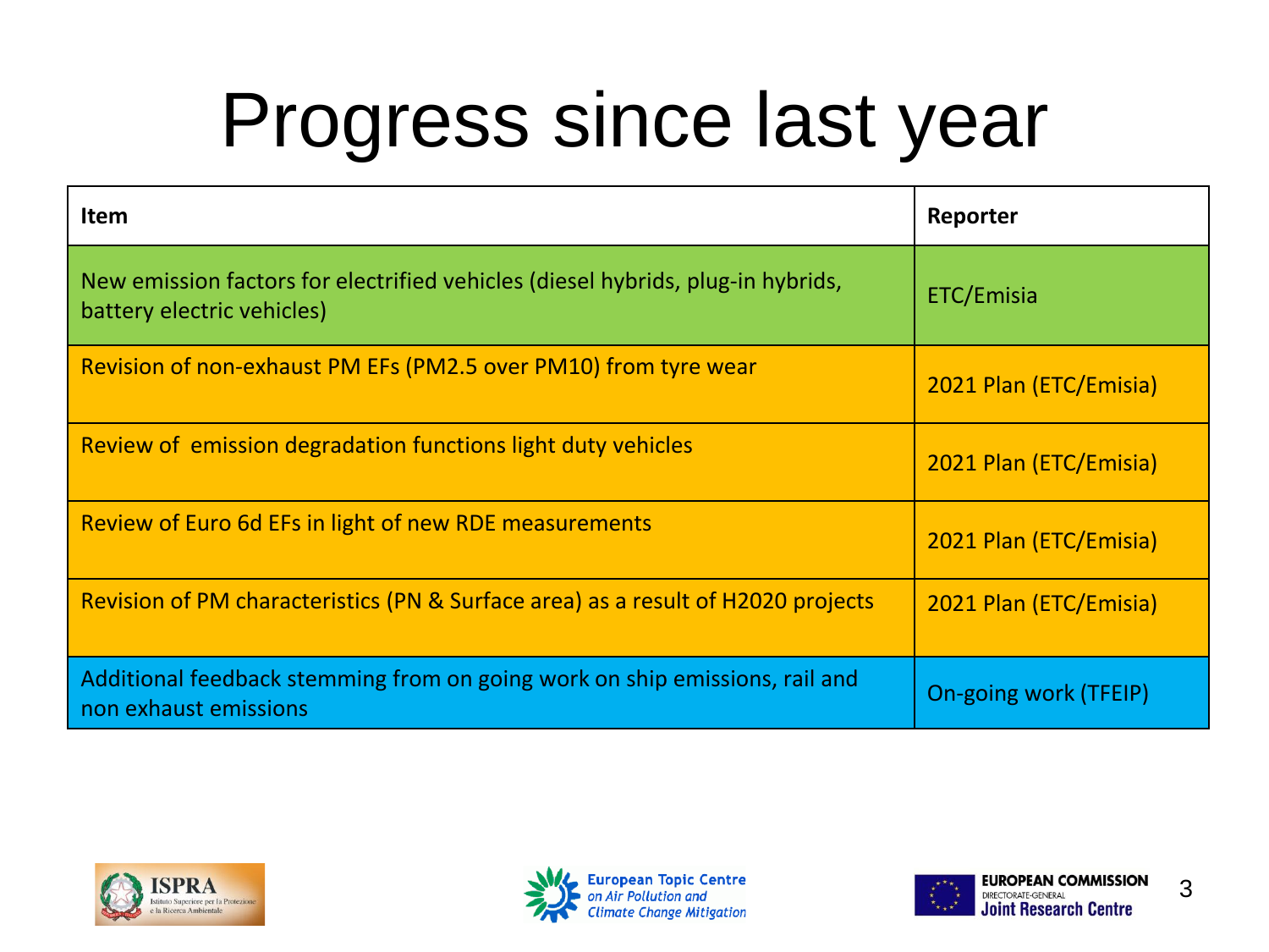# Progress since last year

| Item | Reporter |
|---|---|
| New emission factors for electrified vehicles (diesel hybrids, plug-in hybrids, battery electric vehicles) | ETC/Emisia |
| Revision of non-exhaust PM EFs (PM2.5 over PM10) from tyre wear | 2021 Plan (ETC/Emisia) |
| Review of emission degradation functions light duty vehicles | 2021 Plan (ETC/Emisia) |
| Review of Euro 6d EFs in light of new RDE measurements | 2021 Plan (ETC/Emisia) |
| Revision of PM characteristics (PN & Surface area) as a result of H2020 projects | 2021 Plan (ETC/Emisia) |
| Additional feedback stemming from on going work on ship emissions, rail and non exhaust emissions | On-going work (TFEIP) |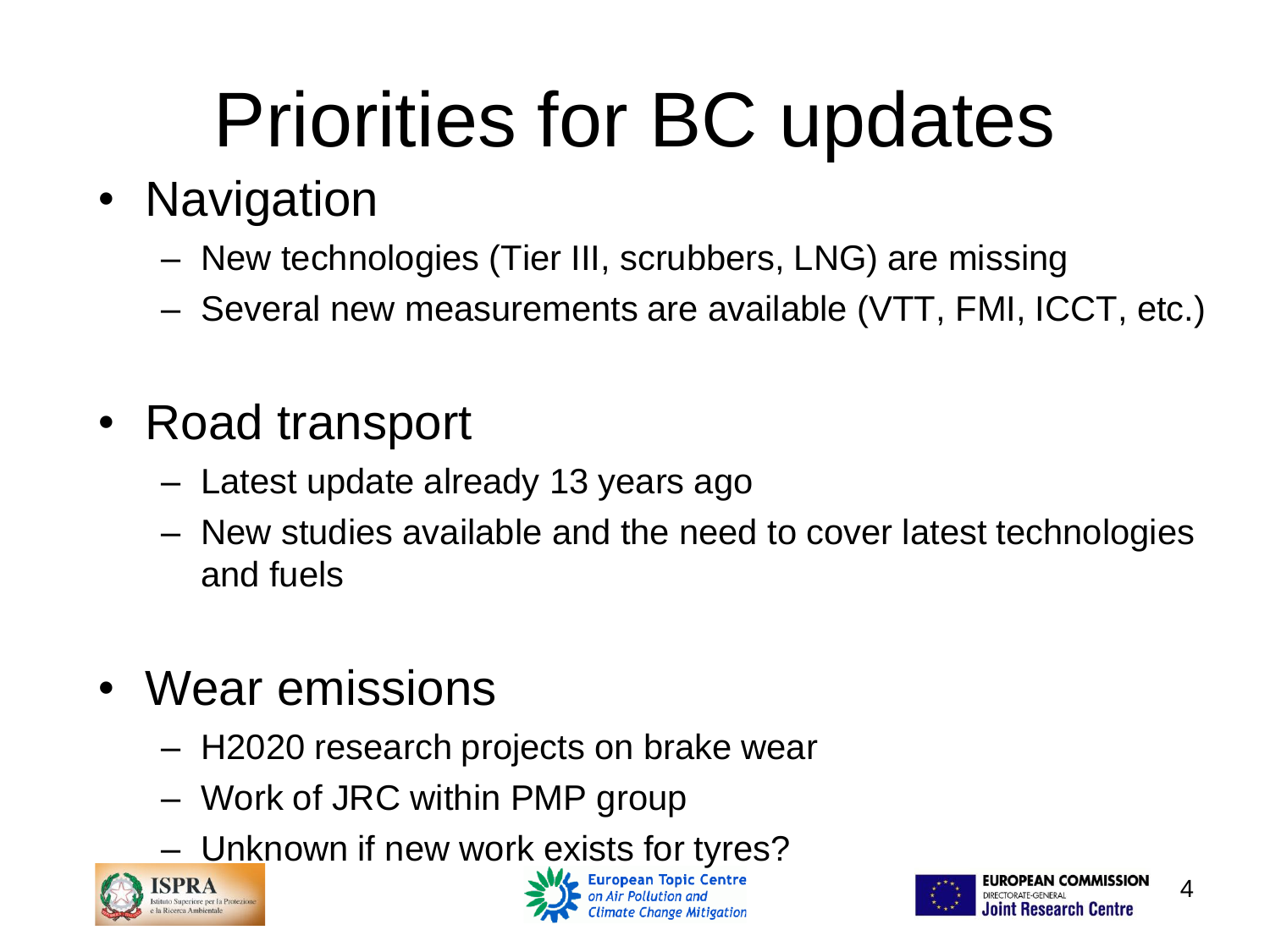# Priorities for BC updates

- Navigation
  - New technologies (Tier III, scrubbers, LNG) are missing
  - Several new measurements are available (VTT, FMI, ICCT, etc.)

- Road transport
  - Latest update already 13 years ago
  - New studies available and the need to cover latest technologies and fuels

- Wear emissions
  - H2020 research projects on brake wear
  - Work of JRC within PMP group
  - Unknown if new work exists for tyres?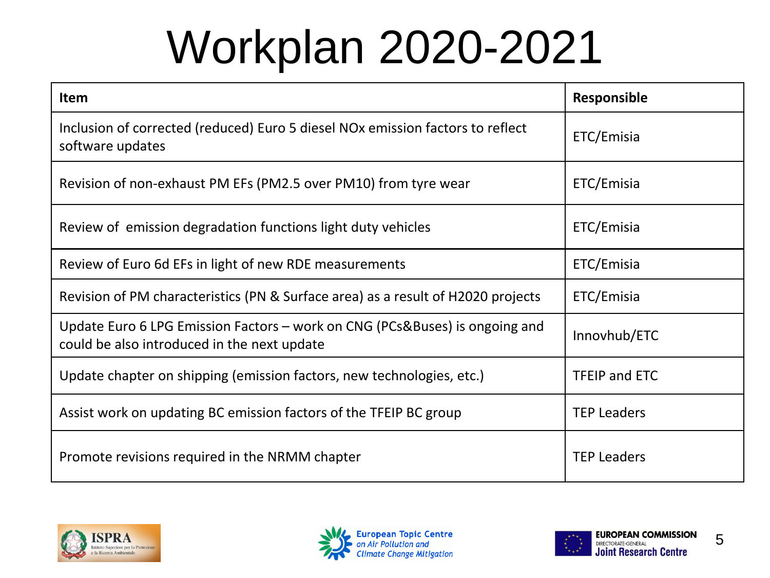# Workplan 2020-2021

| Item | Responsible |
|---|---|
| Inclusion of corrected (reduced) Euro 5 diesel NOx emission factors to reflect software updates | ETC/Emisia |
| Revision of non-exhaust PM EFs (PM2.5 over PM10) from tyre wear | ETC/Emisia |
| Review of emission degradation functions light duty vehicles | ETC/Emisia |
| Review of Euro 6d EFs in light of new RDE measurements | ETC/Emisia |
| Revision of PM characteristics (PN & Surface area) as a result of H2020 projects | ETC/Emisia |
| Update Euro 6 LPG Emission Factors – work on CNG (PCs&Buses) is ongoing and could be also introduced in the next update | Innovhub/ETC |
| Update chapter on shipping (emission factors, new technologies, etc.) | TFEIP and ETC |
| Assist work on updating BC emission factors of the TFEIP BC group | TEP Leaders |
| Promote revisions required in the NRMM chapter | TEP Leaders |